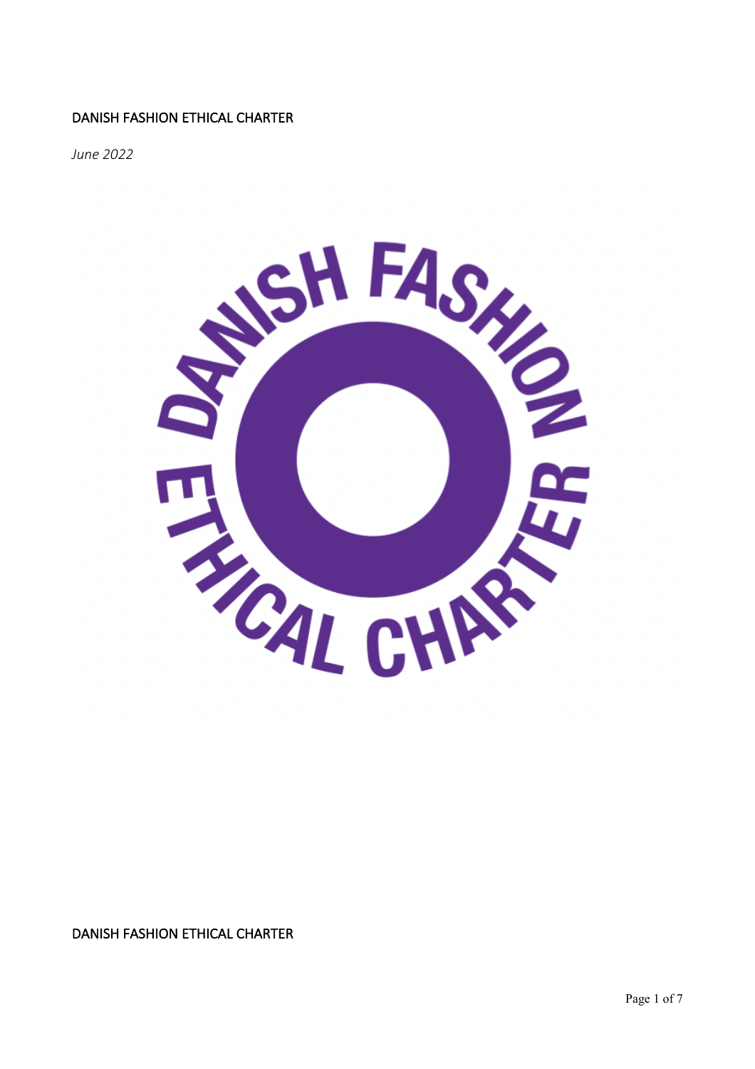# DANISH FASHION ETHICAL CHARTER

*June 2022*

DANISH FASHION ETHICAL CHARTER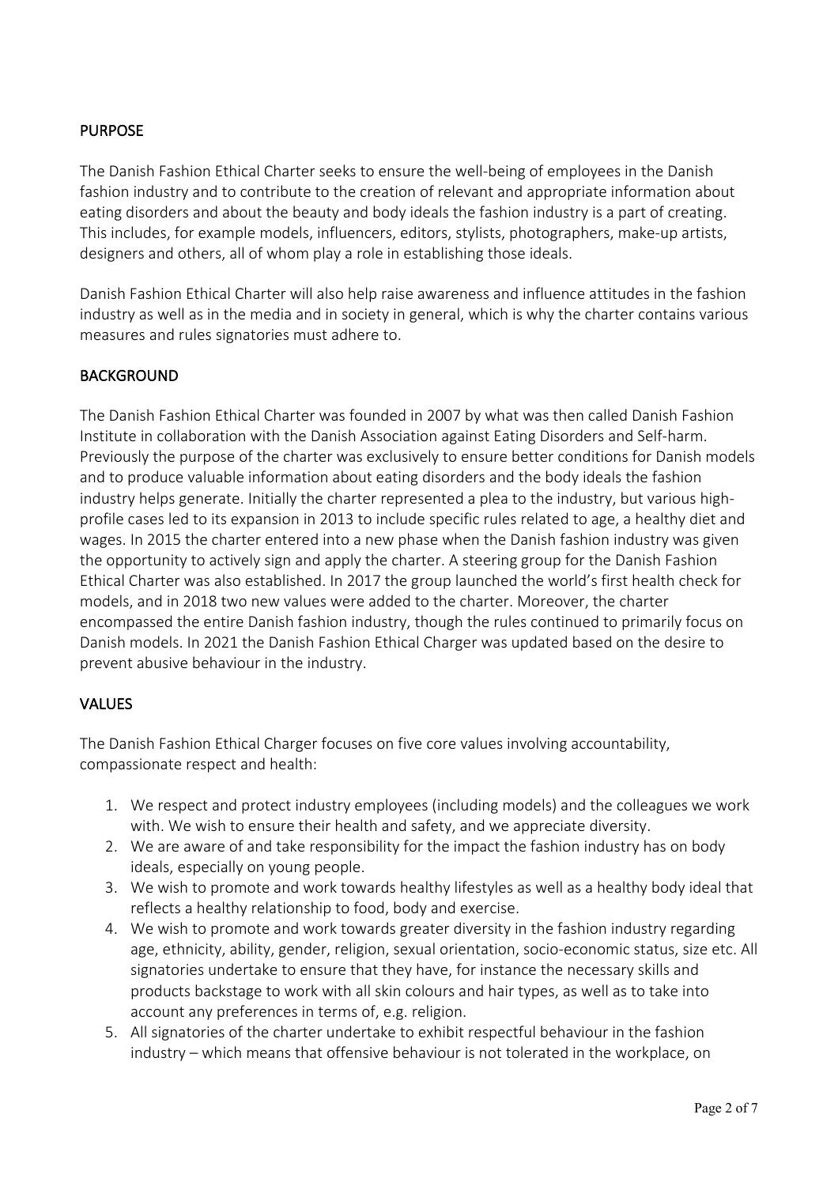## PURPOSE

The Danish Fashion Ethical Charter seeks to ensure the well-being of employees in the Danish fashion industry and to contribute to the creation of relevant and appropriate information about eating disorders and about the beauty and body ideals the fashion industry is a part of creating. This includes, for example models, influencers, editors, stylists, photographers, make-up artists, designers and others, all of whom play a role in establishing those ideals.

Danish Fashion Ethical Charter will also help raise awareness and influence attitudes in the fashion industry as well as in the media and in society in general, which is why the charter contains various measures and rules signatories must adhere to.

## BACKGROUND

The Danish Fashion Ethical Charter was founded in 2007 by what was then called Danish Fashion Institute in collaboration with the Danish Association against Eating Disorders and Self-harm. Previously the purpose of the charter was exclusively to ensure better conditions for Danish models and to produce valuable information about eating disorders and the body ideals the fashion industry helps generate. Initially the charter represented a plea to the industry, but various high-profile cases led to its expansion in 2013 to include specific rules related to age, a healthy diet and wages. In 2015 the charter entered into a new phase when the Danish fashion industry was given the opportunity to actively sign and apply the charter. A steering group for the Danish Fashion Ethical Charter was also established. In 2017 the group launched the world's first health check for models, and in 2018 two new values were added to the charter. Moreover, the charter encompassed the entire Danish fashion industry, though the rules continued to primarily focus on Danish models. In 2021 the Danish Fashion Ethical Charger was updated based on the desire to prevent abusive behaviour in the industry.

## VALUES

The Danish Fashion Ethical Charger focuses on five core values involving accountability, compassionate respect and health:

1. We respect and protect industry employees (including models) and the colleagues we work with. We wish to ensure their health and safety, and we appreciate diversity.
2. We are aware of and take responsibility for the impact the fashion industry has on body ideals, especially on young people.
3. We wish to promote and work towards healthy lifestyles as well as a healthy body ideal that reflects a healthy relationship to food, body and exercise.
4. We wish to promote and work towards greater diversity in the fashion industry regarding age, ethnicity, ability, gender, religion, sexual orientation, socio-economic status, size etc. All signatories undertake to ensure that they have, for instance the necessary skills and products backstage to work with all skin colours and hair types, as well as to take into account any preferences in terms of, e.g. religion.
5. All signatories of the charter undertake to exhibit respectful behaviour in the fashion industry – which means that offensive behaviour is not tolerated in the workplace, on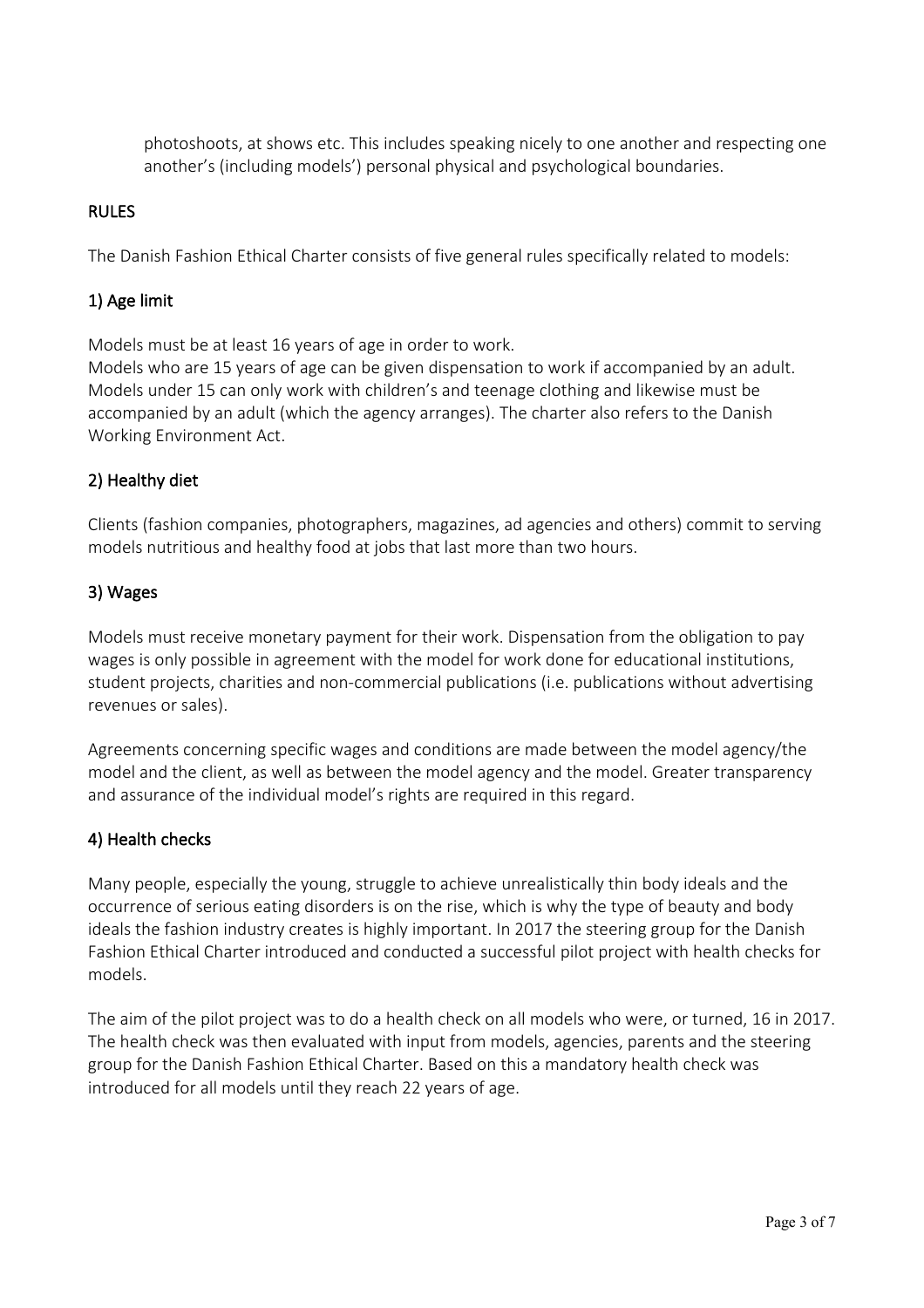photoshoots, at shows etc. This includes speaking nicely to one another and respecting one another's (including models') personal physical and psychological boundaries.

## RULES

The Danish Fashion Ethical Charter consists of five general rules specifically related to models:

### 1) Age limit

Models must be at least 16 years of age in order to work.
Models who are 15 years of age can be given dispensation to work if accompanied by an adult. Models under 15 can only work with children's and teenage clothing and likewise must be accompanied by an adult (which the agency arranges). The charter also refers to the Danish Working Environment Act.

### 2) Healthy diet

Clients (fashion companies, photographers, magazines, ad agencies and others) commit to serving models nutritious and healthy food at jobs that last more than two hours.

### 3) Wages

Models must receive monetary payment for their work. Dispensation from the obligation to pay wages is only possible in agreement with the model for work done for educational institutions, student projects, charities and non-commercial publications (i.e. publications without advertising revenues or sales).

Agreements concerning specific wages and conditions are made between the model agency/the model and the client, as well as between the model agency and the model. Greater transparency and assurance of the individual model's rights are required in this regard.

### 4) Health checks

Many people, especially the young, struggle to achieve unrealistically thin body ideals and the occurrence of serious eating disorders is on the rise, which is why the type of beauty and body ideals the fashion industry creates is highly important. In 2017 the steering group for the Danish Fashion Ethical Charter introduced and conducted a successful pilot project with health checks for models.

The aim of the pilot project was to do a health check on all models who were, or turned, 16 in 2017. The health check was then evaluated with input from models, agencies, parents and the steering group for the Danish Fashion Ethical Charter. Based on this a mandatory health check was introduced for all models until they reach 22 years of age.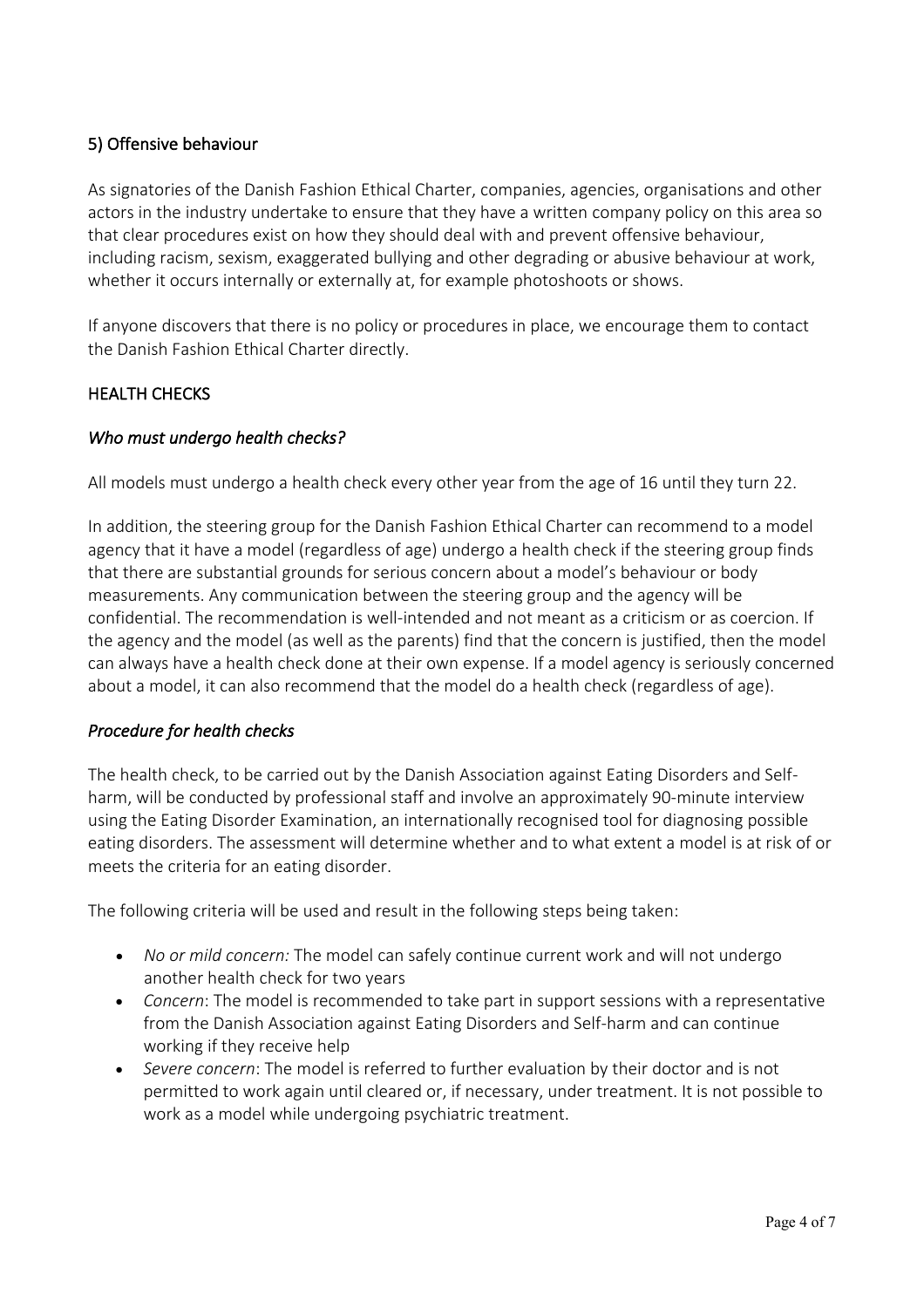## 5) Offensive behaviour

As signatories of the Danish Fashion Ethical Charter, companies, agencies, organisations and other actors in the industry undertake to ensure that they have a written company policy on this area so that clear procedures exist on how they should deal with and prevent offensive behaviour, including racism, sexism, exaggerated bullying and other degrading or abusive behaviour at work, whether it occurs internally or externally at, for example photoshoots or shows.

If anyone discovers that there is no policy or procedures in place, we encourage them to contact the Danish Fashion Ethical Charter directly.

## HEALTH CHECKS

### *Who must undergo health checks?*

All models must undergo a health check every other year from the age of 16 until they turn 22.

In addition, the steering group for the Danish Fashion Ethical Charter can recommend to a model agency that it have a model (regardless of age) undergo a health check if the steering group finds that there are substantial grounds for serious concern about a model's behaviour or body measurements. Any communication between the steering group and the agency will be confidential. The recommendation is well-intended and not meant as a criticism or as coercion. If the agency and the model (as well as the parents) find that the concern is justified, then the model can always have a health check done at their own expense. If a model agency is seriously concerned about a model, it can also recommend that the model do a health check (regardless of age).

### *Procedure for health checks*

The health check, to be carried out by the Danish Association against Eating Disorders and Self-harm, will be conducted by professional staff and involve an approximately 90-minute interview using the Eating Disorder Examination, an internationally recognised tool for diagnosing possible eating disorders. The assessment will determine whether and to what extent a model is at risk of or meets the criteria for an eating disorder.

The following criteria will be used and result in the following steps being taken:

- *No or mild concern:* The model can safely continue current work and will not undergo another health check for two years
- *Concern*: The model is recommended to take part in support sessions with a representative from the Danish Association against Eating Disorders and Self-harm and can continue working if they receive help
- *Severe concern*: The model is referred to further evaluation by their doctor and is not permitted to work again until cleared or, if necessary, under treatment. It is not possible to work as a model while undergoing psychiatric treatment.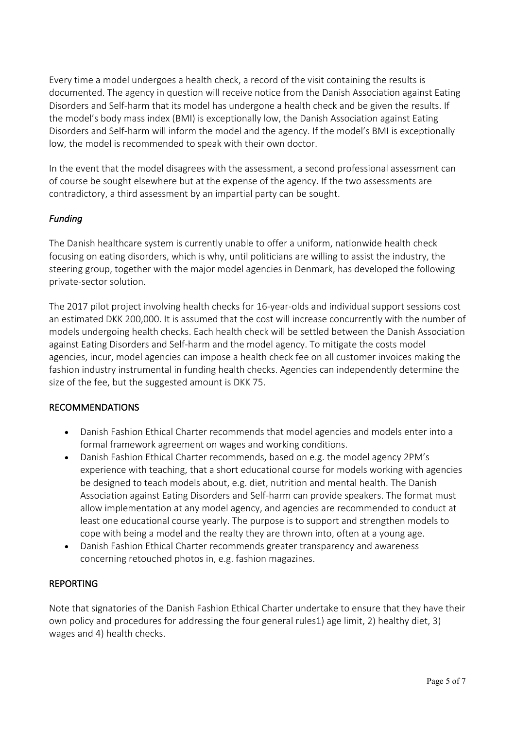Every time a model undergoes a health check, a record of the visit containing the results is documented. The agency in question will receive notice from the Danish Association against Eating Disorders and Self-harm that its model has undergone a health check and be given the results. If the model's body mass index (BMI) is exceptionally low, the Danish Association against Eating Disorders and Self-harm will inform the model and the agency. If the model's BMI is exceptionally low, the model is recommended to speak with their own doctor.

In the event that the model disagrees with the assessment, a second professional assessment can of course be sought elsewhere but at the expense of the agency. If the two assessments are contradictory, a third assessment by an impartial party can be sought.

### *Funding*

The Danish healthcare system is currently unable to offer a uniform, nationwide health check focusing on eating disorders, which is why, until politicians are willing to assist the industry, the steering group, together with the major model agencies in Denmark, has developed the following private-sector solution.

The 2017 pilot project involving health checks for 16-year-olds and individual support sessions cost an estimated DKK 200,000. It is assumed that the cost will increase concurrently with the number of models undergoing health checks. Each health check will be settled between the Danish Association against Eating Disorders and Self-harm and the model agency. To mitigate the costs model agencies, incur, model agencies can impose a health check fee on all customer invoices making the fashion industry instrumental in funding health checks. Agencies can independently determine the size of the fee, but the suggested amount is DKK 75.

## RECOMMENDATIONS

- Danish Fashion Ethical Charter recommends that model agencies and models enter into a formal framework agreement on wages and working conditions.
- Danish Fashion Ethical Charter recommends, based on e.g. the model agency 2PM's experience with teaching, that a short educational course for models working with agencies be designed to teach models about, e.g. diet, nutrition and mental health. The Danish Association against Eating Disorders and Self-harm can provide speakers. The format must allow implementation at any model agency, and agencies are recommended to conduct at least one educational course yearly. The purpose is to support and strengthen models to cope with being a model and the realty they are thrown into, often at a young age.
- Danish Fashion Ethical Charter recommends greater transparency and awareness concerning retouched photos in, e.g. fashion magazines.

## REPORTING

Note that signatories of the Danish Fashion Ethical Charter undertake to ensure that they have their own policy and procedures for addressing the four general rules1) age limit, 2) healthy diet, 3) wages and 4) health checks.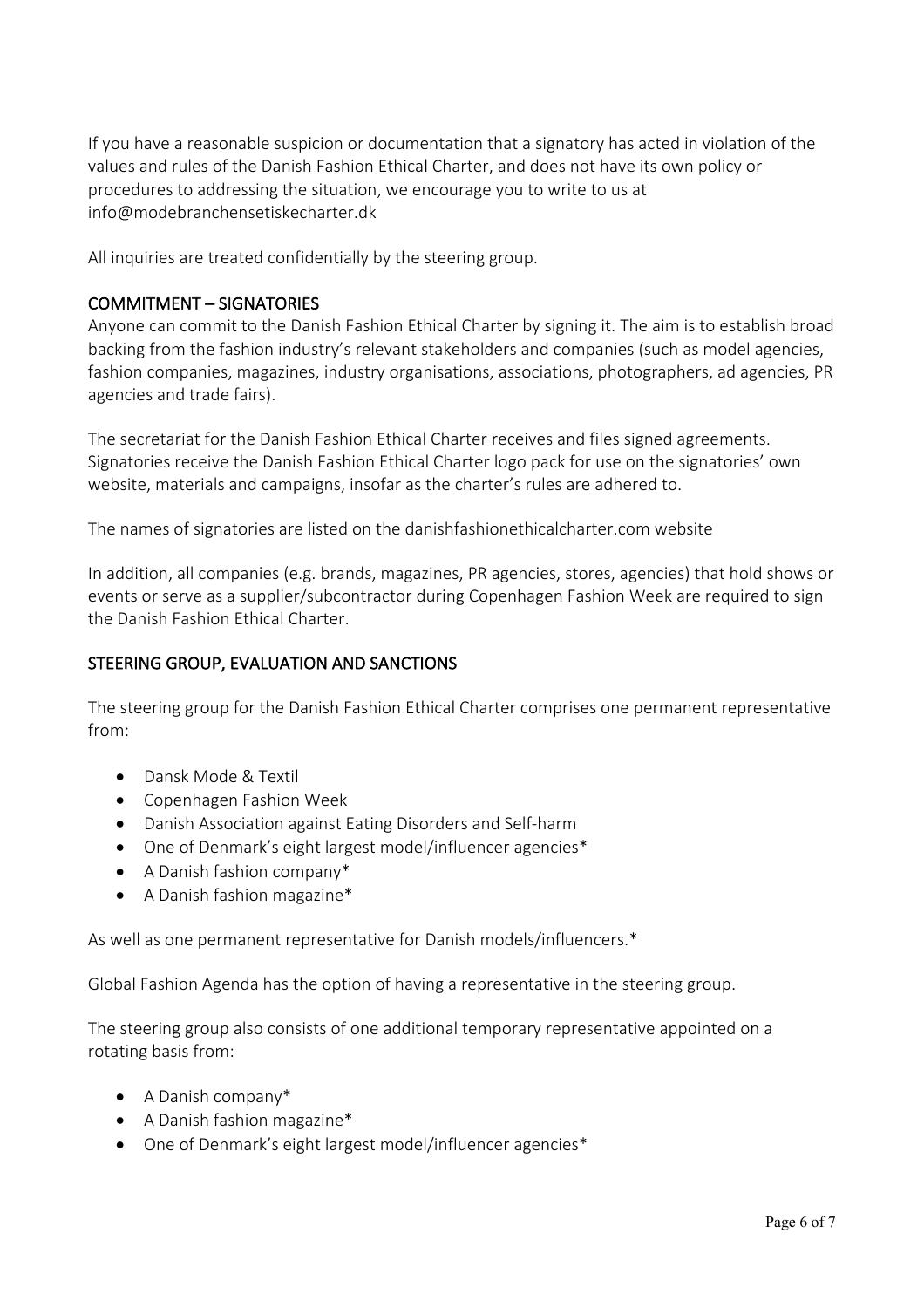If you have a reasonable suspicion or documentation that a signatory has acted in violation of the values and rules of the Danish Fashion Ethical Charter, and does not have its own policy or procedures to addressing the situation, we encourage you to write to us at info@modebranchensetiskecharter.dk

All inquiries are treated confidentially by the steering group.

## COMMITMENT – SIGNATORIES

Anyone can commit to the Danish Fashion Ethical Charter by signing it. The aim is to establish broad backing from the fashion industry's relevant stakeholders and companies (such as model agencies, fashion companies, magazines, industry organisations, associations, photographers, ad agencies, PR agencies and trade fairs).

The secretariat for the Danish Fashion Ethical Charter receives and files signed agreements. Signatories receive the Danish Fashion Ethical Charter logo pack for use on the signatories' own website, materials and campaigns, insofar as the charter's rules are adhered to.

The names of signatories are listed on the danishfashionethicalcharter.com website

In addition, all companies (e.g. brands, magazines, PR agencies, stores, agencies) that hold shows or events or serve as a supplier/subcontractor during Copenhagen Fashion Week are required to sign the Danish Fashion Ethical Charter.

## STEERING GROUP, EVALUATION AND SANCTIONS

The steering group for the Danish Fashion Ethical Charter comprises one permanent representative from:

- Dansk Mode & Textil
- Copenhagen Fashion Week
- Danish Association against Eating Disorders and Self-harm
- One of Denmark's eight largest model/influencer agencies*
- A Danish fashion company*
- A Danish fashion magazine*

As well as one permanent representative for Danish models/influencers.*

Global Fashion Agenda has the option of having a representative in the steering group.

The steering group also consists of one additional temporary representative appointed on a rotating basis from:

- A Danish company*
- A Danish fashion magazine*
- One of Denmark's eight largest model/influencer agencies*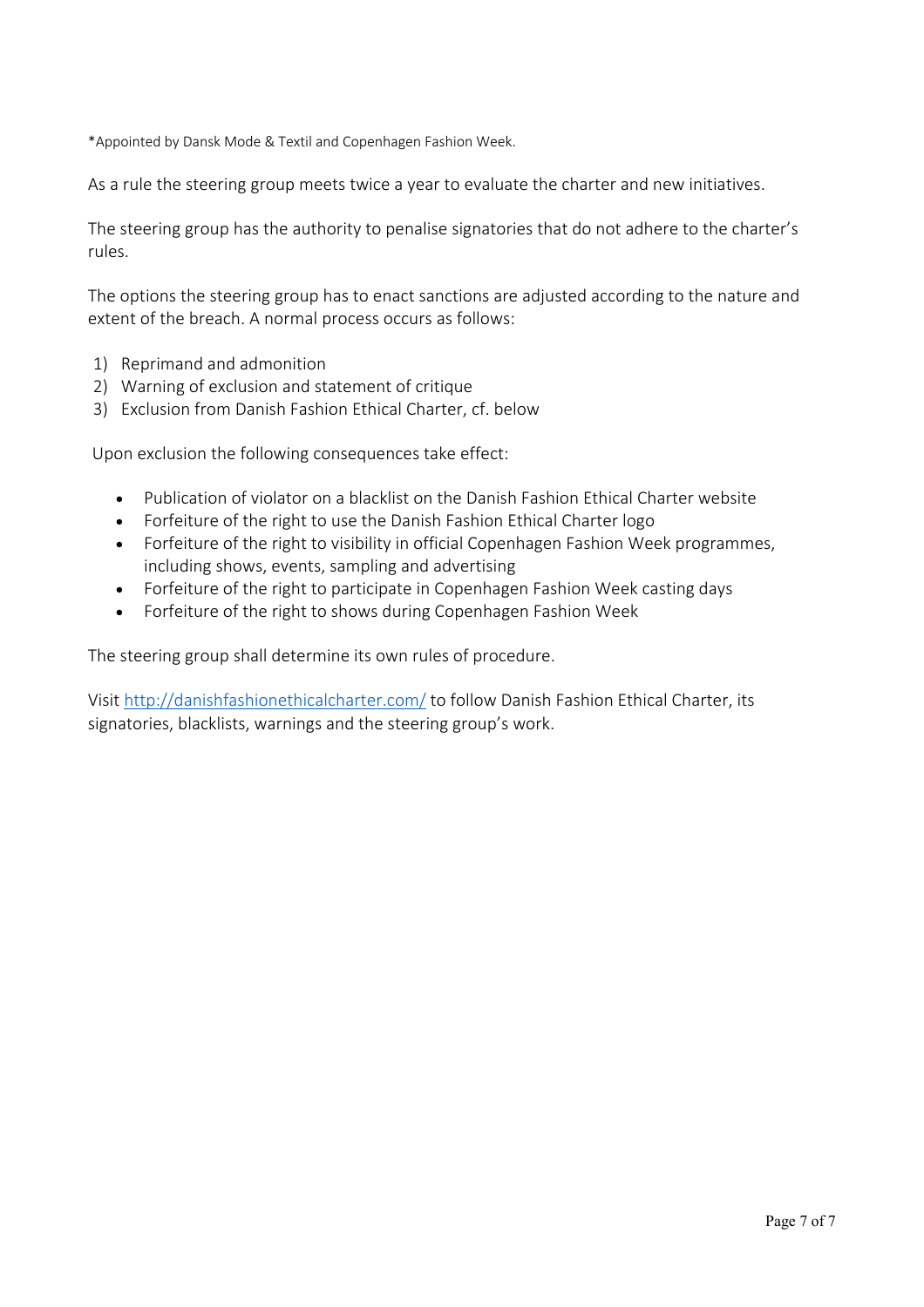*Appointed by Dansk Mode & Textil and Copenhagen Fashion Week.

As a rule the steering group meets twice a year to evaluate the charter and new initiatives.

The steering group has the authority to penalise signatories that do not adhere to the charter's rules.

The options the steering group has to enact sanctions are adjusted according to the nature and extent of the breach. A normal process occurs as follows:

1) Reprimand and admonition
2) Warning of exclusion and statement of critique
3) Exclusion from Danish Fashion Ethical Charter, cf. below

Upon exclusion the following consequences take effect:

- Publication of violator on a blacklist on the Danish Fashion Ethical Charter website
- Forfeiture of the right to use the Danish Fashion Ethical Charter logo
- Forfeiture of the right to visibility in official Copenhagen Fashion Week programmes, including shows, events, sampling and advertising
- Forfeiture of the right to participate in Copenhagen Fashion Week casting days
- Forfeiture of the right to shows during Copenhagen Fashion Week

The steering group shall determine its own rules of procedure.

Visit [http://danishfashionethicalcharter.com/](http://danishfashionethicalcharter.com/) to follow Danish Fashion Ethical Charter, its signatories, blacklists, warnings and the steering group's work.